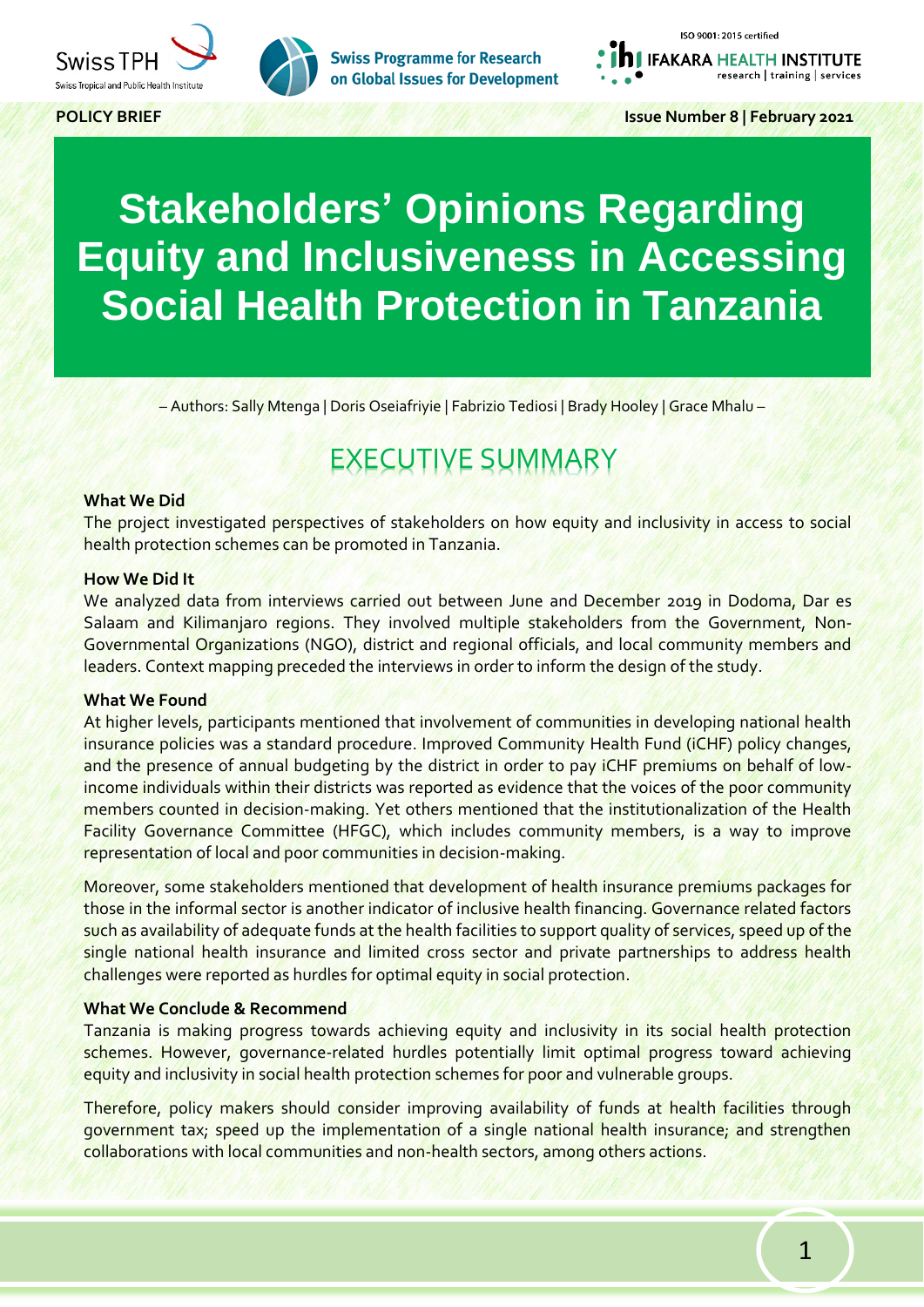POLICY BRIEF

Issue Number 8 | February 2021

# Stakeholders' Opinions Regarding Equity and Inclusiveness in Accessing Social Health Protection in Tanzania

– Authors: Sally Mtenga | Doris Oseiafriyie | Fabrizio Tediosi | Brady Hooley | Grace Mhalu –

## EXECUTIVE SUMMARY

**What We Did**

The project investigated perspectives of stakeholders on how equity and inclusivity in access to social health protection schemes can be promoted in Tanzania.

**How We Did It**

We analyzed data from interviews carried out between June and December 2019 in Dodoma, Dar es Salaam and Kilimanjaro regions. They involved multiple stakeholders from the Government, Non-Governmental Organizations (NGO), district and regional officials, and local community members and leaders. Context mapping preceded the interviews in order to inform the design of the study.

**What We Found**

At higher levels, participants mentioned that involvement of communities in developing national health insurance policies was a standard procedure. Improved Community Health Fund (iCHF) policy changes, and the presence of annual budgeting by the district in order to pay iCHF premiums on behalf of low-income individuals within their districts was reported as evidence that the voices of the poor community members counted in decision-making. Yet others mentioned that the institutionalization of the Health Facility Governance Committee (HFGC), which includes community members, is a way to improve representation of local and poor communities in decision-making.

Moreover, some stakeholders mentioned that development of health insurance premiums packages for those in the informal sector is another indicator of inclusive health financing. Governance related factors such as availability of adequate funds at the health facilities to support quality of services, speed up of the single national health insurance and limited cross sector and private partnerships to address health challenges were reported as hurdles for optimal equity in social protection.

**What We Conclude & Recommend**

Tanzania is making progress towards achieving equity and inclusivity in its social health protection schemes. However, governance-related hurdles potentially limit optimal progress toward achieving equity and inclusivity in social health protection schemes for poor and vulnerable groups.

Therefore, policy makers should consider improving availability of funds at health facilities through government tax; speed up the implementation of a single national health insurance; and strengthen collaborations with local communities and non-health sectors, among others actions.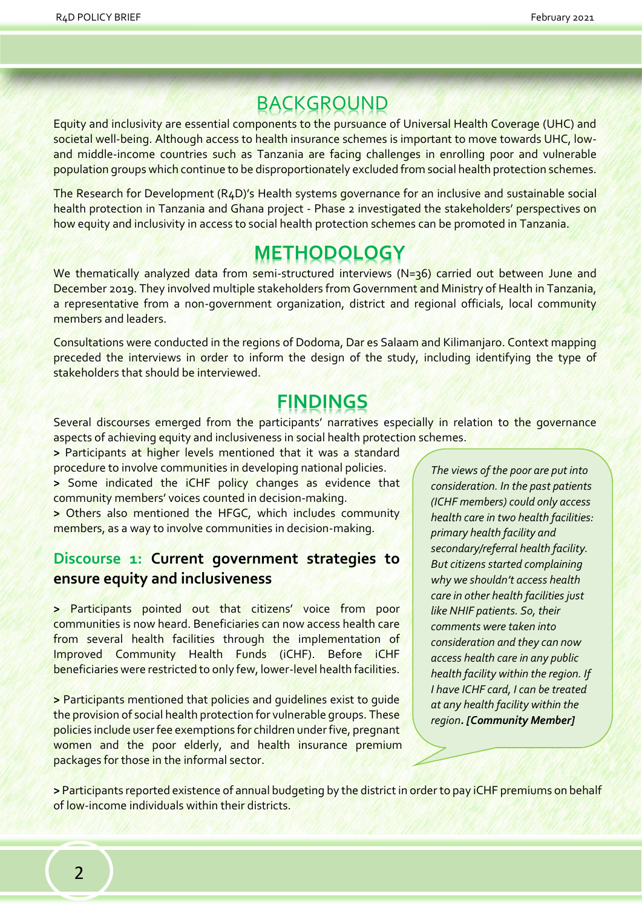# BACKGROUND

Equity and inclusivity are essential components to the pursuance of Universal Health Coverage (UHC) and societal well-being. Although access to health insurance schemes is important to move towards UHC, low- and middle-income countries such as Tanzania are facing challenges in enrolling poor and vulnerable population groups which continue to be disproportionately excluded from social health protection schemes.

The Research for Development (R4D)'s Health systems governance for an inclusive and sustainable social health protection in Tanzania and Ghana project - Phase 2 investigated the stakeholders' perspectives on how equity and inclusivity in access to social health protection schemes can be promoted in Tanzania.

# METHODOLOGY

We thematically analyzed data from semi-structured interviews (N=36) carried out between June and December 2019. They involved multiple stakeholders from Government and Ministry of Health in Tanzania, a representative from a non-government organization, district and regional officials, local community members and leaders.

Consultations were conducted in the regions of Dodoma, Dar es Salaam and Kilimanjaro. Context mapping preceded the interviews in order to inform the design of the study, including identifying the type of stakeholders that should be interviewed.

# FINDINGS

Several discourses emerged from the participants' narratives especially in relation to the governance aspects of achieving equity and inclusiveness in social health protection schemes.

> Participants at higher levels mentioned that it was a standard procedure to involve communities in developing national policies.
> Some indicated the iCHF policy changes as evidence that community members' voices counted in decision-making.
> Others also mentioned the HFGC, which includes community members, as a way to involve communities in decision-making.

## Discourse 1: Current government strategies to ensure equity and inclusiveness

> Participants pointed out that citizens' voice from poor communities is now heard. Beneficiaries can now access health care from several health facilities through the implementation of Improved Community Health Funds (iCHF). Before iCHF beneficiaries were restricted to only few, lower-level health facilities.

> Participants mentioned that policies and guidelines exist to guide the provision of social health protection for vulnerable groups. These policies include user fee exemptions for children under five, pregnant women and the poor elderly, and health insurance premium packages for those in the informal sector.

*The views of the poor are put into consideration. In the past patients (ICHF members) could only access health care in two health facilities: primary health facility and secondary/referral health facility. But citizens started complaining why we shouldn't access health care in other health facilities just like NHIF patients. So, their comments were taken into consideration and they can now access health care in any public health facility within the region. If I have ICHF card, I can be treated at any health facility within the region.* ***[Community Member]***

> Participants reported existence of annual budgeting by the district in order to pay iCHF premiums on behalf of low-income individuals within their districts.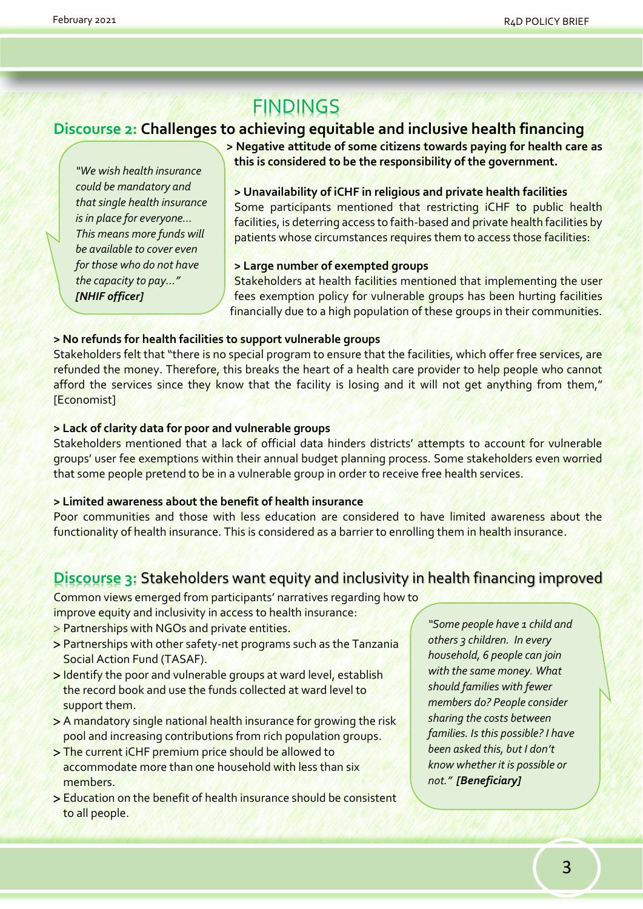# FINDINGS

## Discourse 2: Challenges to achieving equitable and inclusive health financing

> *"We wish health insurance could be mandatory and that single health insurance is in place for everyone... This means more funds will be available to cover even for those who do not have the capacity to pay..." **[NHIF officer]***

**> Negative attitude of some citizens towards paying for health care as this is considered to be the responsibility of the government.**

**> Unavailability of iCHF in religious and private health facilities**

Some participants mentioned that restricting iCHF to public health facilities, is deterring access to faith-based and private health facilities by patients whose circumstances requires them to access those facilities:

**> Large number of exempted groups**

Stakeholders at health facilities mentioned that implementing the user fees exemption policy for vulnerable groups has been hurting facilities financially due to a high population of these groups in their communities.

**> No refunds for health facilities to support vulnerable groups**

Stakeholders felt that "there is no special program to ensure that the facilities, which offer free services, are refunded the money. Therefore, this breaks the heart of a health care provider to help people who cannot afford the services since they know that the facility is losing and it will not get anything from them," [Economist]

**> Lack of clarity data for poor and vulnerable groups**

Stakeholders mentioned that a lack of official data hinders districts' attempts to account for vulnerable groups' user fee exemptions within their annual budget planning process. Some stakeholders even worried that some people pretend to be in a vulnerable group in order to receive free health services.

**> Limited awareness about the benefit of health insurance**

Poor communities and those with less education are considered to have limited awareness about the functionality of health insurance. This is considered as a barrier to enrolling them in health insurance.

## Discourse 3: Stakeholders want equity and inclusivity in health financing improved

Common views emerged from participants' narratives regarding how to improve equity and inclusivity in access to health insurance:

- Partnerships with NGOs and private entities.
- Partnerships with other safety-net programs such as the Tanzania Social Action Fund (TASAF).
- Identify the poor and vulnerable groups at ward level, establish the record book and use the funds collected at ward level to support them.
- A mandatory single national health insurance for growing the risk pool and increasing contributions from rich population groups.
- The current iCHF premium price should be allowed to accommodate more than one household with less than six members.
- Education on the benefit of health insurance should be consistent to all people.

> *"Some people have 1 child and others 3 children. In every household, 6 people can join with the same money. What should families with fewer members do? People consider sharing the costs between families. Is this possible? I have been asked this, but I don't know whether it is possible or not." **[Beneficiary]***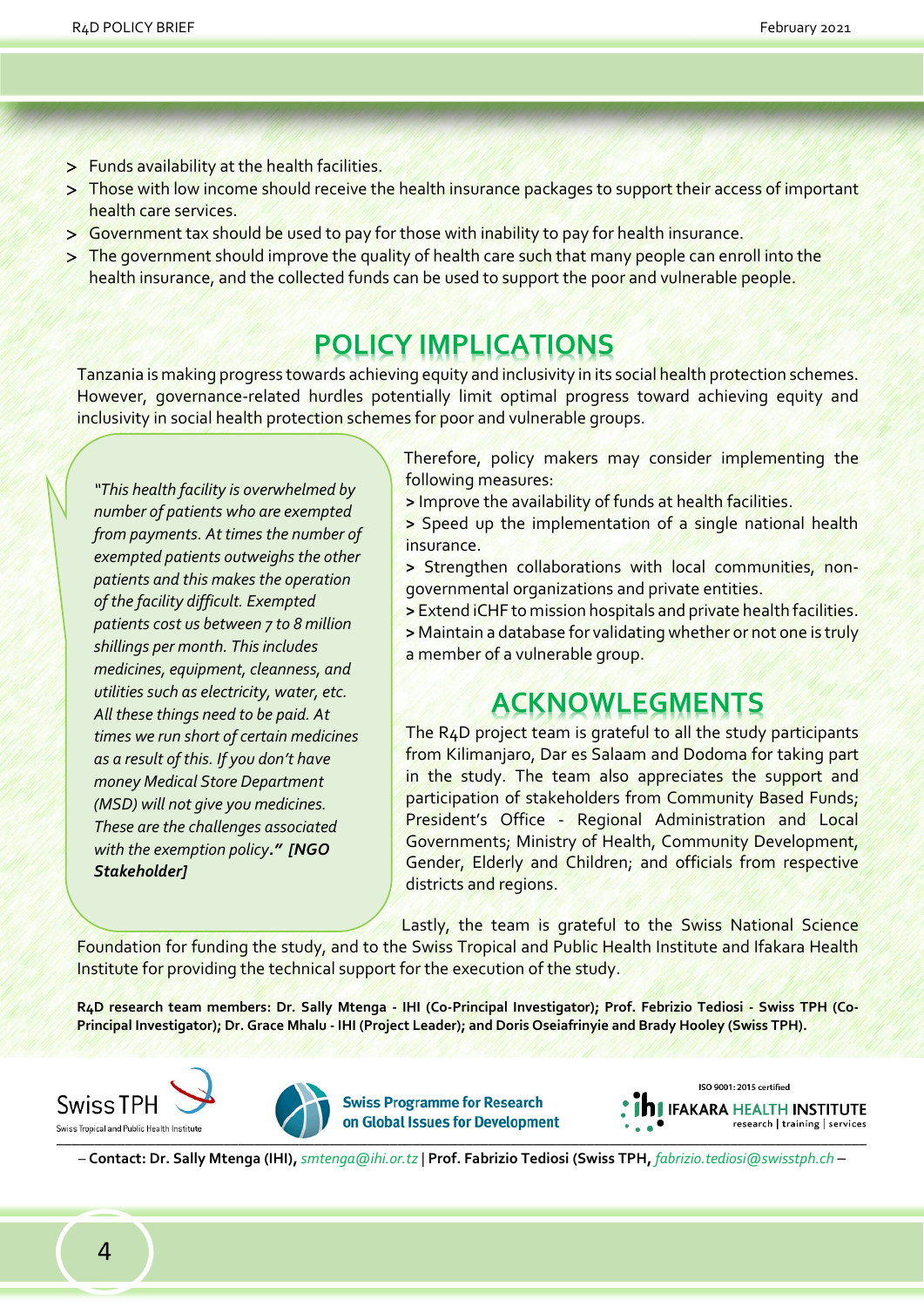- Funds availability at the health facilities.
- Those with low income should receive the health insurance packages to support their access of important health care services.
- Government tax should be used to pay for those with inability to pay for health insurance.
- The government should improve the quality of health care such that many people can enroll into the health insurance, and the collected funds can be used to support the poor and vulnerable people.

## POLICY IMPLICATIONS

Tanzania is making progress towards achieving equity and inclusivity in its social health protection schemes. However, governance-related hurdles potentially limit optimal progress toward achieving equity and inclusivity in social health protection schemes for poor and vulnerable groups.

> *"This health facility is overwhelmed by number of patients who are exempted from payments. At times the number of exempted patients outweighs the other patients and this makes the operation of the facility difficult. Exempted patients cost us between 7 to 8 million shillings per month. This includes medicines, equipment, cleanness, and utilities such as electricity, water, etc. All these things need to be paid. At times we run short of certain medicines as a result of this. If you don't have money Medical Store Department (MSD) will not give you medicines. These are the challenges associated with the exemption policy."* **[NGO Stakeholder]**

Therefore, policy makers may consider implementing the following measures:

- Improve the availability of funds at health facilities.
- Speed up the implementation of a single national health insurance.
- Strengthen collaborations with local communities, non-governmental organizations and private entities.
- Extend iCHF to mission hospitals and private health facilities.
- Maintain a database for validating whether or not one is truly a member of a vulnerable group.

## ACKNOWLEGMENTS

The R4D project team is grateful to all the study participants from Kilimanjaro, Dar es Salaam and Dodoma for taking part in the study. The team also appreciates the support and participation of stakeholders from Community Based Funds; President's Office - Regional Administration and Local Governments; Ministry of Health, Community Development, Gender, Elderly and Children; and officials from respective districts and regions.

Lastly, the team is grateful to the Swiss National Science Foundation for funding the study, and to the Swiss Tropical and Public Health Institute and Ifakara Health Institute for providing the technical support for the execution of the study.

**R4D research team members: Dr. Sally Mtenga - IHI (Co-Principal Investigator); Prof. Febrizio Tediosi - Swiss TPH (Co-Principal Investigator); Dr. Grace Mhalu - IHI (Project Leader); and Doris Oseiafrinyie and Brady Hooley (Swiss TPH).**

Swiss TPH — Swiss Tropical and Public Health Institute

Swiss Programme for Research on Global Issues for Development

ISO 9001:2015 certified — IFAKARA HEALTH INSTITUTE — research | training | services

– **Contact: Dr. Sally Mtenga (IHI),** *smtenga@ihi.or.tz* | **Prof. Fabrizio Tediosi (Swiss TPH,** *fabrizio.tediosi@swisstph.ch* –